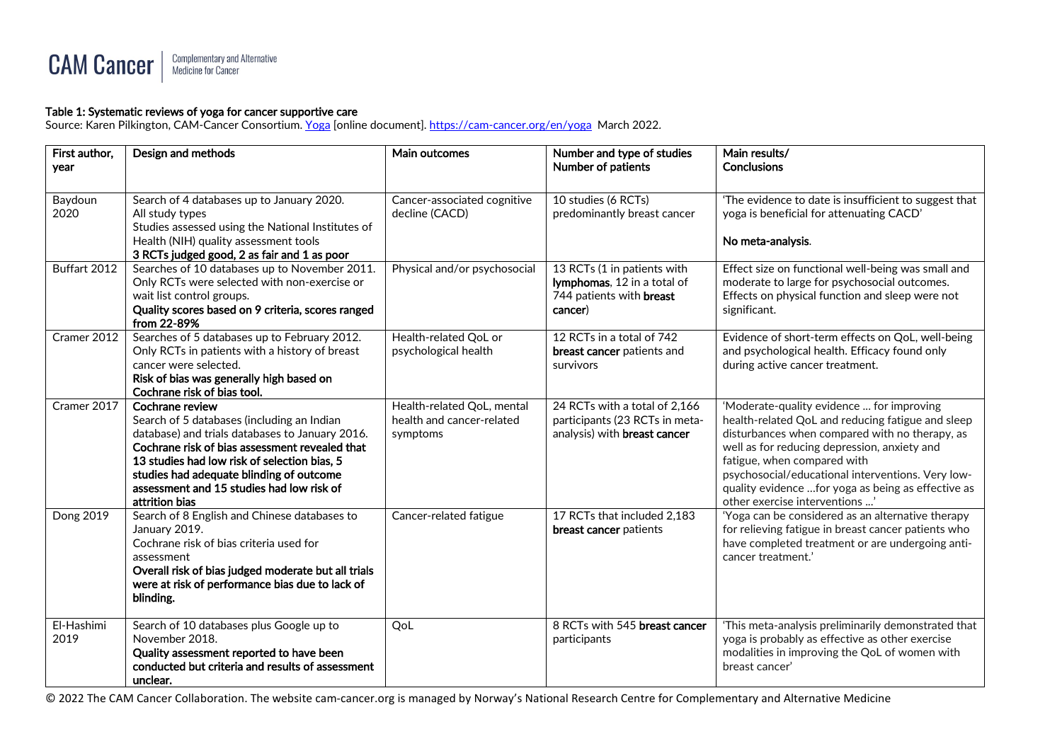**Table 1: Systematic reviews of yoga for cancer supportive care**

Source: Karen Pilkington, CAM-Cancer Consortium. [Yoga](https://cam-cancer.org/en/yoga) [online document]. https://cam-cancer.org/en/yoga March 2022.

| First author, year | Design and methods | Main outcomes | Number and type of studies Number of patients | Main results/ Conclusions |
|---|---|---|---|---|
| Baydoun 2020 | Search of 4 databases up to January 2020. All study types Studies assessed using the National Institutes of Health (NIH) quality assessment tools **3 RCTs judged good, 2 as fair and 1 as poor** | Cancer-associated cognitive decline (CACD) | 10 studies (6 RCTs) predominantly breast cancer | 'The evidence to date is insufficient to suggest that yoga is beneficial for attenuating CACD' **No meta-analysis**. |
| Buffart 2012 | Searches of 10 databases up to November 2011. Only RCTs were selected with non-exercise or wait list control groups. **Quality scores based on 9 criteria, scores ranged from 22-89%** | Physical and/or psychosocial | 13 RCTs (1 in patients with **lymphomas**, 12 in a total of 744 patients with **breast cancer**) | Effect size on functional well-being was small and moderate to large for psychosocial outcomes. Effects on physical function and sleep were not significant. |
| Cramer 2012 | Searches of 5 databases up to February 2012. Only RCTs in patients with a history of breast cancer were selected. **Risk of bias was generally high based on Cochrane risk of bias tool.** | Health-related QoL or psychological health | 12 RCTs in a total of 742 **breast cancer** patients and survivors | Evidence of short-term effects on QoL, well-being and psychological health. Efficacy found only during active cancer treatment. |
| Cramer 2017 | **Cochrane review** Search of 5 databases (including an Indian database) and trials databases to January 2016. **Cochrane risk of bias assessment revealed that 13 studies had low risk of selection bias, 5 studies had adequate blinding of outcome assessment and 15 studies had low risk of attrition bias** | Health-related QoL, mental health and cancer-related symptoms | 24 RCTs with a total of 2,166 participants (23 RCTs in meta-analysis) with **breast cancer** | 'Moderate-quality evidence ... for improving health-related QoL and reducing fatigue and sleep disturbances when compared with no therapy, as well as for reducing depression, anxiety and fatigue, when compared with psychosocial/educational interventions. Very low-quality evidence ...for yoga as being as effective as other exercise interventions ...' |
| Dong 2019 | Search of 8 English and Chinese databases to January 2019. Cochrane risk of bias criteria used for assessment **Overall risk of bias judged moderate but all trials were at risk of performance bias due to lack of blinding.** | Cancer-related fatigue | 17 RCTs that included 2,183 **breast cancer** patients | 'Yoga can be considered as an alternative therapy for relieving fatigue in breast cancer patients who have completed treatment or are undergoing anti-cancer treatment.' |
| El-Hashimi 2019 | Search of 10 databases plus Google up to November 2018. **Quality assessment reported to have been conducted but criteria and results of assessment unclear.** | QoL | 8 RCTs with 545 **breast cancer** participants | 'This meta-analysis preliminarily demonstrated that yoga is probably as effective as other exercise modalities in improving the QoL of women with breast cancer' |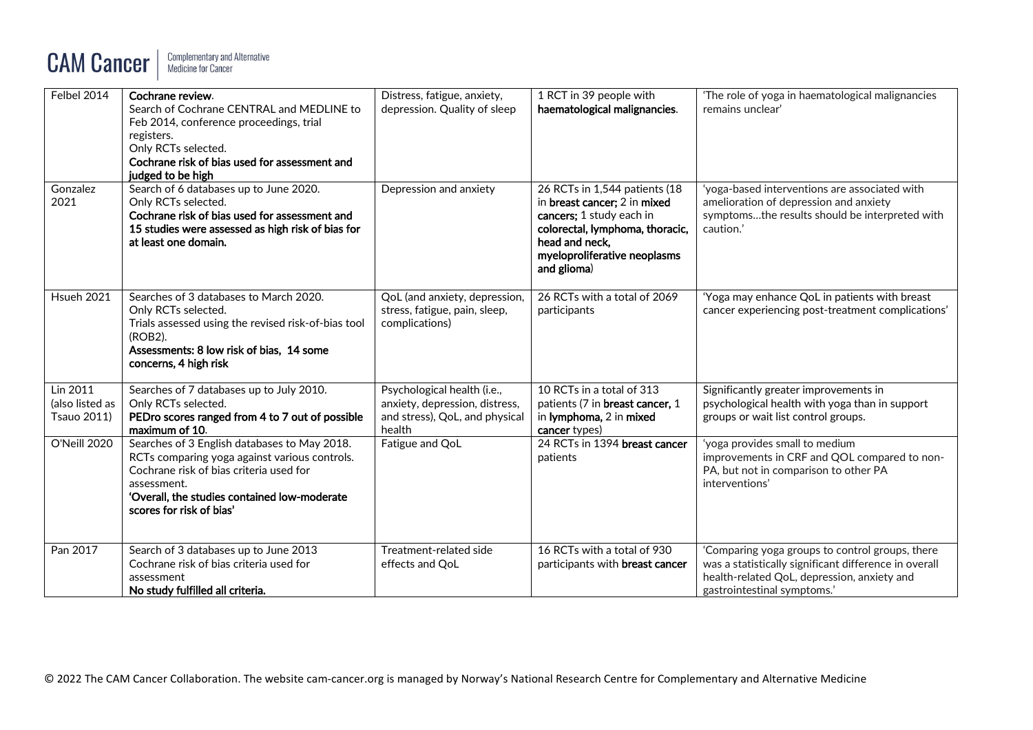| Felbel 2014 | **Cochrane review**.<br>Search of Cochrane CENTRAL and MEDLINE to Feb 2014, conference proceedings, trial registers.<br>Only RCTs selected.<br>**Cochrane risk of bias used for assessment and judged to be high** | Distress, fatigue, anxiety, depression. Quality of sleep | 1 RCT in 39 people with **haematological malignancies**. | 'The role of yoga in haematological malignancies remains unclear' |
|---|---|---|---|---|
| Gonzalez 2021 | Search of 6 databases up to June 2020.<br>Only RCTs selected.<br>**Cochrane risk of bias used for assessment and 15 studies were assessed as high risk of bias for at least one domain.** | Depression and anxiety | 26 RCTs in 1,544 patients (18 in **breast cancer; 2** in **mixed cancers;** 1 study each in **colorectal, lymphoma, thoracic, head and neck, myeloproliferative neoplasms and glioma**) | 'yoga-based interventions are associated with amelioration of depression and anxiety symptoms…the results should be interpreted with caution.' |
| Hsueh 2021 | Searches of 3 databases to March 2020.<br>Only RCTs selected.<br>Trials assessed using the revised risk-of-bias tool (ROB2).<br>**Assessments: 8 low risk of bias, 14 some concerns, 4 high risk** | QoL (and anxiety, depression, stress, fatigue, pain, sleep, complications) | 26 RCTs with a total of 2069 participants | 'Yoga may enhance QoL in patients with breast cancer experiencing post-treatment complications' |
| Lin 2011 (also listed as Tsauo 2011) | Searches of 7 databases up to July 2010.<br>Only RCTs selected.<br>**PEDro scores ranged from 4 to 7 out of possible maximum of 10**. | Psychological health (i.e., anxiety, depression, distress, and stress), QoL, and physical health | 10 RCTs in a total of 313 patients (7 in **breast cancer,** 1 in **lymphoma,** 2 in **mixed cancer** types) | Significantly greater improvements in psychological health with yoga than in support groups or wait list control groups. |
| O'Neill 2020 | Searches of 3 English databases to May 2018.<br>RCTs comparing yoga against various controls.<br>Cochrane risk of bias criteria used for assessment.<br>**'Overall, the studies contained low-moderate scores for risk of bias'** | Fatigue and QoL | 24 RCTs in 1394 **breast cancer** patients | 'yoga provides small to medium improvements in CRF and QOL compared to non-PA, but not in comparison to other PA interventions' |
| Pan 2017 | Search of 3 databases up to June 2013<br>Cochrane risk of bias criteria used for assessment<br>**No study fulfilled all criteria.** | Treatment-related side effects and QoL | 16 RCTs with a total of 930 participants with **breast cancer** | 'Comparing yoga groups to control groups, there was a statistically significant difference in overall health-related QoL, depression, anxiety and gastrointestinal symptoms.' |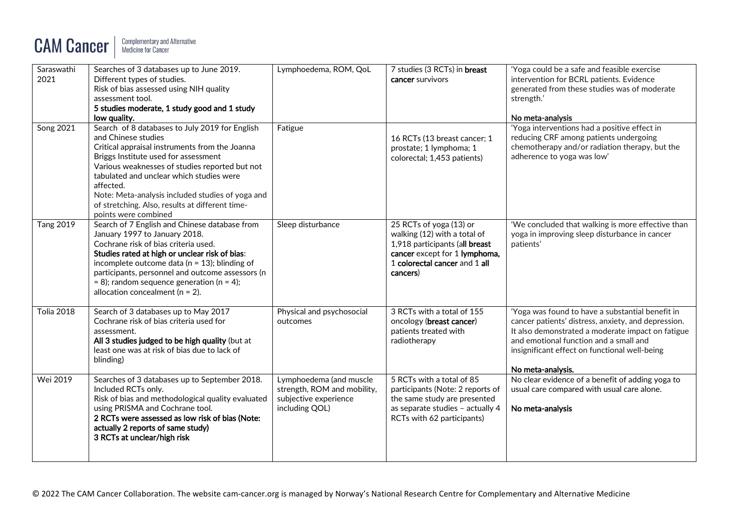| Saraswathi 2021 | Searches of 3 databases up to June 2019. Different types of studies. Risk of bias assessed using NIH quality assessment tool. **5 studies moderate, 1 study good and 1 study low quality.** | Lymphoedema, ROM, QoL | 7 studies (3 RCTs) in **breast cancer** survivors | 'Yoga could be a safe and feasible exercise intervention for BCRL patients. Evidence generated from these studies was of moderate strength.' **No meta-analysis** |
|---|---|---|---|---|
| Song 2021 | Search of 8 databases to July 2019 for English and Chinese studies Critical appraisal instruments from the Joanna Briggs Institute used for assessment Various weaknesses of studies reported but not tabulated and unclear which studies were affected. Note: Meta-analysis included studies of yoga and of stretching. Also, results at different time-points were combined | Fatigue | 16 RCTs (13 breast cancer; 1 prostate; 1 lymphoma; 1 colorectal; 1,453 patients) | 'Yoga interventions had a positive effect in reducing CRF among patients undergoing chemotherapy and/or radiation therapy, but the adherence to yoga was low' |
| Tang 2019 | Search of 7 English and Chinese database from January 1997 to January 2018. Cochrane risk of bias criteria used. **Studies rated at high or unclear risk of bias**: incomplete outcome data (n = 13); blinding of participants, personnel and outcome assessors (n = 8); random sequence generation (n = 4); allocation concealment (n = 2). | Sleep disturbance | 25 RCTs of yoga (13) or walking (12) with a total of 1,918 participants (**all breast cancer** except for 1 **lymphoma**, 1 **colorectal cancer** and 1 **all cancers**) | 'We concluded that walking is more effective than yoga in improving sleep disturbance in cancer patients' |
| Tolia 2018 | Search of 3 databases up to May 2017 Cochrane risk of bias criteria used for assessment. **All 3 studies judged to be high quality** (but at least one was at risk of bias due to lack of blinding) | Physical and psychosocial outcomes | 3 RCTs with a total of 155 oncology (**breast cancer**) patients treated with radiotherapy | 'Yoga was found to have a substantial benefit in cancer patients' distress, anxiety, and depression. It also demonstrated a moderate impact on fatigue and emotional function and a small and insignificant effect on functional well-being **No meta-analysis.** |
| Wei 2019 | Searches of 3 databases up to September 2018. Included RCTs only. Risk of bias and methodological quality evaluated using PRISMA and Cochrane tool. **2 RCTs were assessed as low risk of bias (Note: actually 2 reports of same study) 3 RCTs at unclear/high risk** | Lymphoedema (and muscle strength, ROM and mobility, subjective experience including QOL) | 5 RCTs with a total of 85 participants (Note: 2 reports of the same study are presented as separate studies – actually 4 RCTs with 62 participants) | No clear evidence of a benefit of adding yoga to usual care compared with usual care alone. **No meta-analysis** |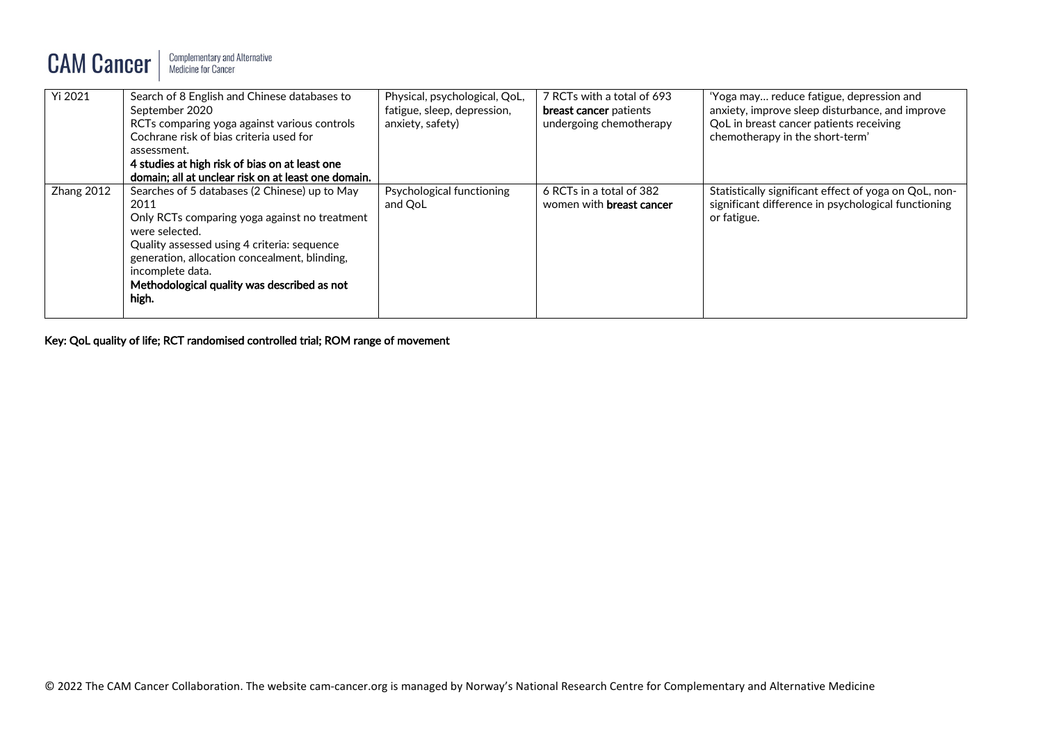| | | | | |
|---|---|---|---|---|
| Yi 2021 | Search of 8 English and Chinese databases to September 2020<br>RCTs comparing yoga against various controls<br>Cochrane risk of bias criteria used for assessment.<br>**4 studies at high risk of bias on at least one domain; all at unclear risk on at least one domain.** | Physical, psychological, QoL, fatigue, sleep, depression, anxiety, safety) | 7 RCTs with a total of 693 **breast cancer** patients undergoing chemotherapy | 'Yoga may… reduce fatigue, depression and anxiety, improve sleep disturbance, and improve QoL in breast cancer patients receiving chemotherapy in the short-term' |
| Zhang 2012 | Searches of 5 databases (2 Chinese) up to May 2011<br>Only RCTs comparing yoga against no treatment were selected.<br>Quality assessed using 4 criteria: sequence generation, allocation concealment, blinding, incomplete data.<br>**Methodological quality was described as not high.** | Psychological functioning and QoL | 6 RCTs in a total of 382 women with **breast cancer** | Statistically significant effect of yoga on QoL, non-significant difference in psychological functioning or fatigue. |

**Key: QoL quality of life; RCT randomised controlled trial; ROM range of movement**